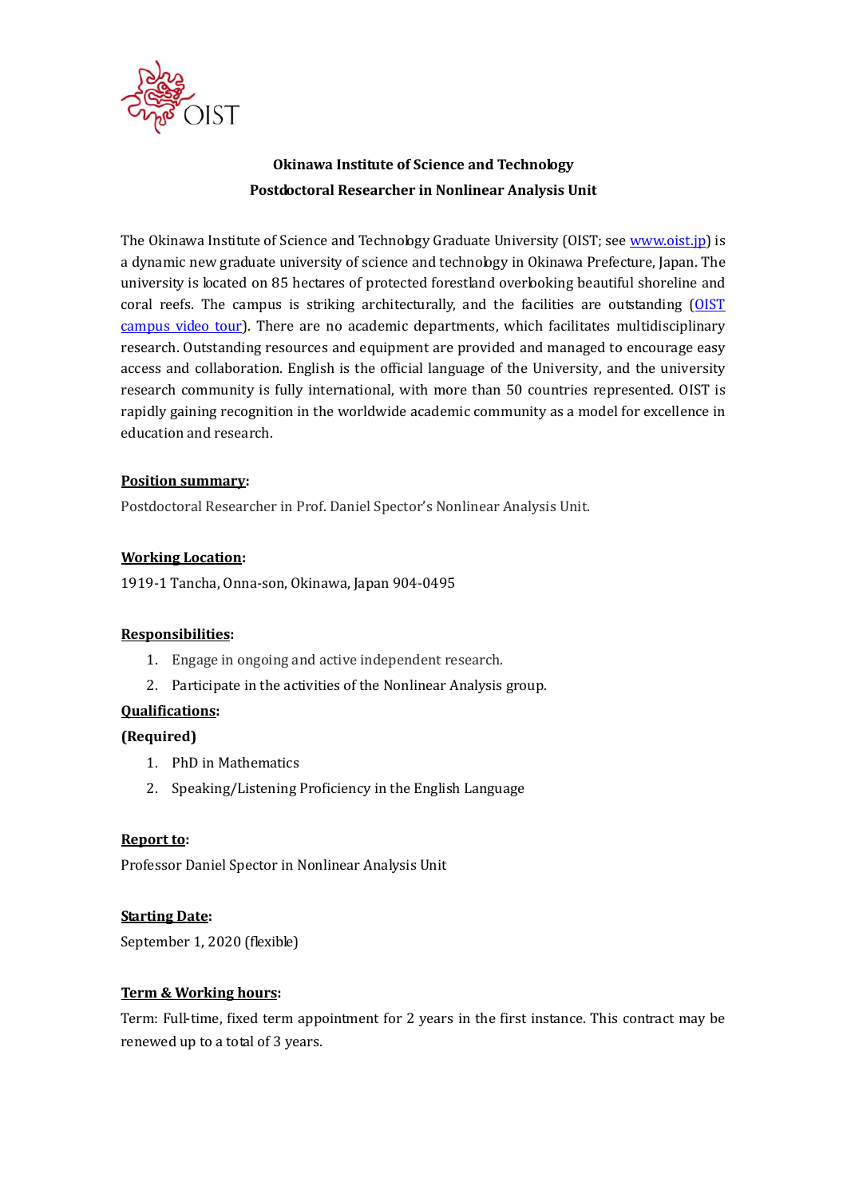**Okinawa Institute of Science and Technology**
**Postdoctoral Researcher in Nonlinear Analysis Unit**

The Okinawa Institute of Science and Technology Graduate University (OIST; see [www.oist.jp](http://www.oist.jp)) is a dynamic new graduate university of science and technology in Okinawa Prefecture, Japan. The university is located on 85 hectares of protected forestland overlooking beautiful shoreline and coral reefs. The campus is striking architecturally, and the facilities are outstanding (OIST campus video tour). There are no academic departments, which facilitates multidisciplinary research. Outstanding resources and equipment are provided and managed to encourage easy access and collaboration. English is the official language of the University, and the university research community is fully international, with more than 50 countries represented. OIST is rapidly gaining recognition in the worldwide academic community as a model for excellence in education and research.

**Position summary:**

Postdoctoral Researcher in Prof. Daniel Spector's Nonlinear Analysis Unit.

**Working Location:**

1919-1 Tancha, Onna-son, Okinawa, Japan 904-0495

**Responsibilities:**

1. Engage in ongoing and active independent research.
2. Participate in the activities of the Nonlinear Analysis group.

**Qualifications:**

**(Required)**

1. PhD in Mathematics
2. Speaking/Listening Proficiency in the English Language

**Report to:**

Professor Daniel Spector in Nonlinear Analysis Unit

**Starting Date:**

September 1, 2020 (flexible)

**Term & Working hours:**

Term: Full-time, fixed term appointment for 2 years in the first instance. This contract may be renewed up to a total of 3 years.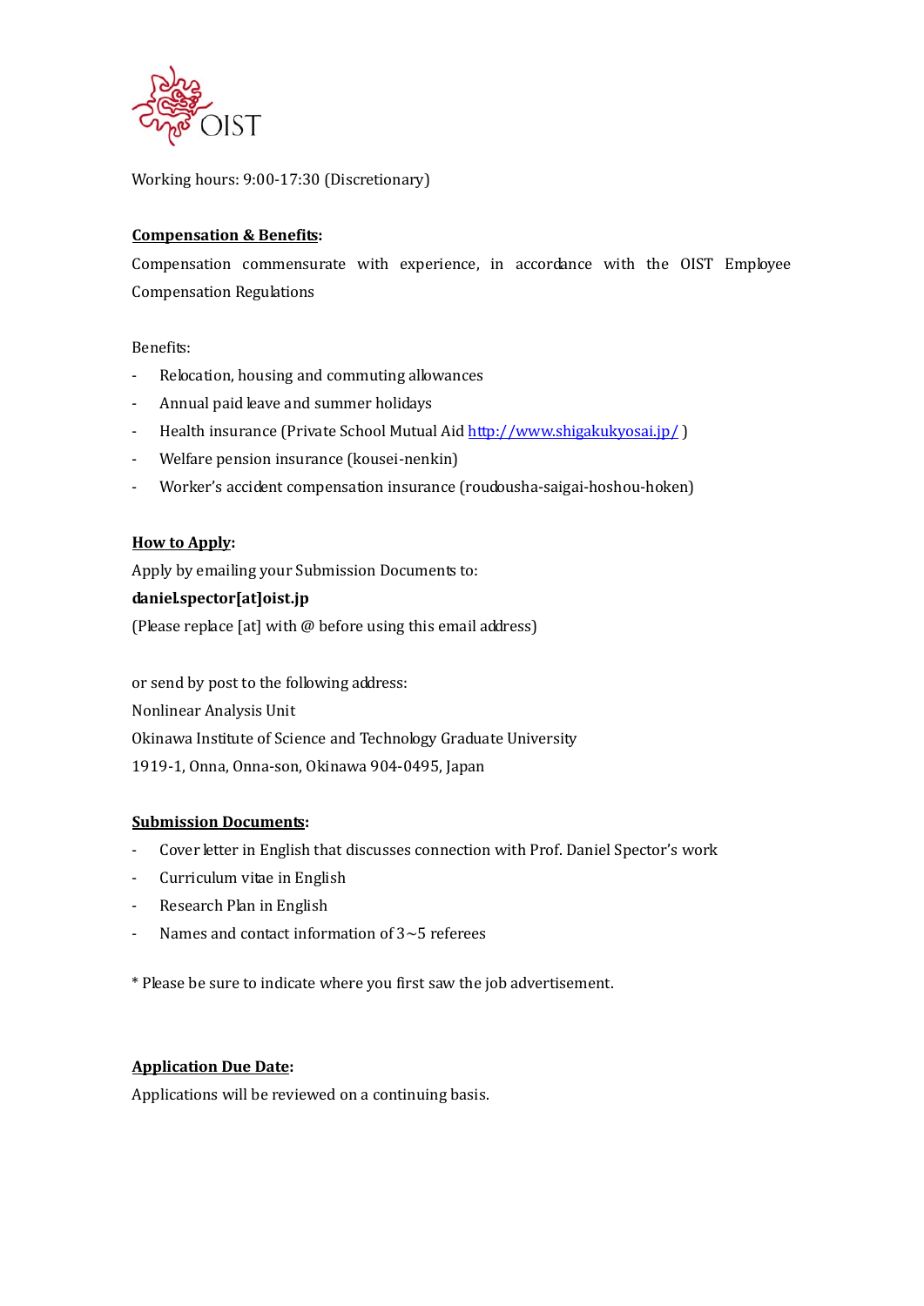Working hours: 9:00-17:30 (Discretionary)

**Compensation & Benefits:**

Compensation commensurate with experience, in accordance with the OIST Employee Compensation Regulations

Benefits:

- Relocation, housing and commuting allowances
- Annual paid leave and summer holidays
- Health insurance (Private School Mutual Aid http://www.shigakukyosai.jp/ )
- Welfare pension insurance (kousei-nenkin)
- Worker's accident compensation insurance (roudousha-saigai-hoshou-hoken)

**How to Apply:**

Apply by emailing your Submission Documents to:

**daniel.spector[at]oist.jp**

(Please replace [at] with @ before using this email address)

or send by post to the following address:

Nonlinear Analysis Unit

Okinawa Institute of Science and Technology Graduate University

1919-1, Onna, Onna-son, Okinawa 904-0495, Japan

**Submission Documents:**

- Cover letter in English that discusses connection with Prof. Daniel Spector's work
- Curriculum vitae in English
- Research Plan in English
- Names and contact information of 3~5 referees

* Please be sure to indicate where you first saw the job advertisement.

**Application Due Date:**

Applications will be reviewed on a continuing basis.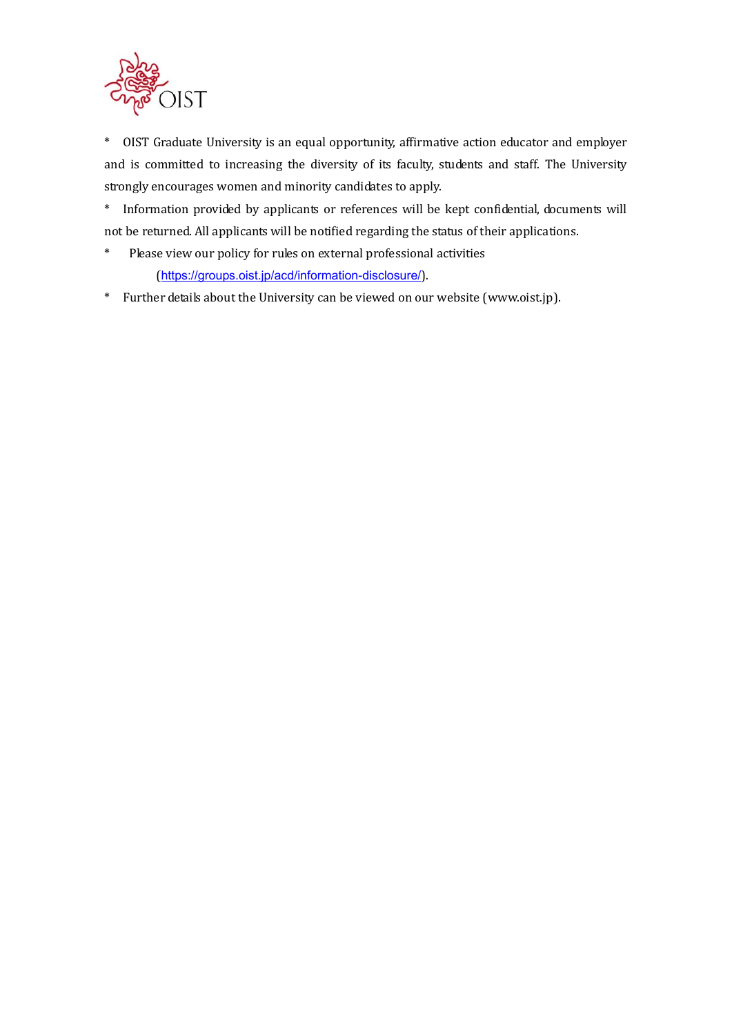* OIST Graduate University is an equal opportunity, affirmative action educator and employer and is committed to increasing the diversity of its faculty, students and staff. The University strongly encourages women and minority candidates to apply.

* Information provided by applicants or references will be kept confidential, documents will not be returned. All applicants will be notified regarding the status of their applications.

* Please view our policy for rules on external professional activities (https://groups.oist.jp/acd/information-disclosure/).

* Further details about the University can be viewed on our website (www.oist.jp).